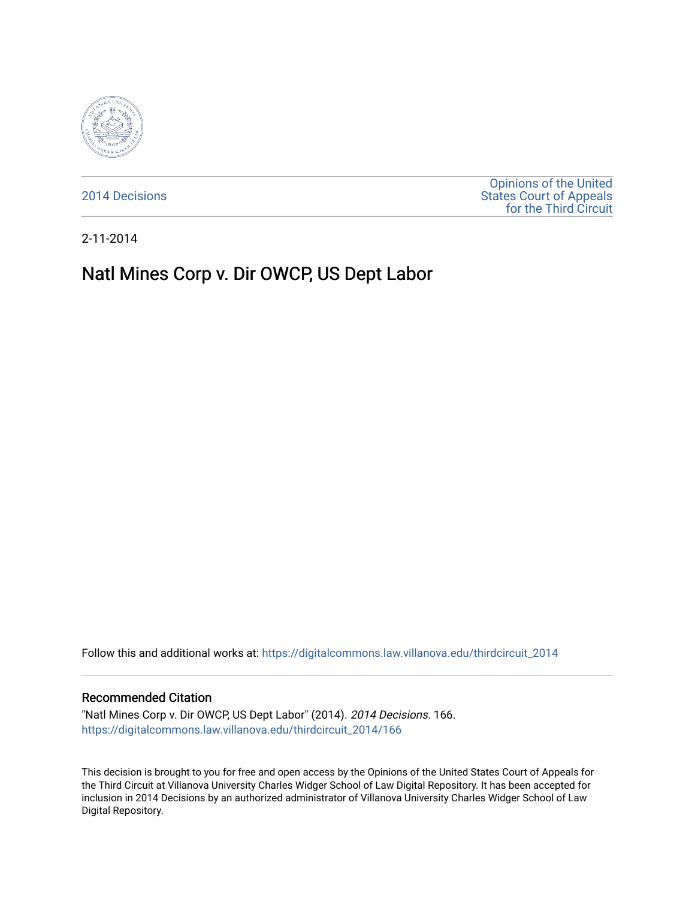2014 Decisions

Opinions of the United States Court of Appeals for the Third Circuit

2-11-2014

# Natl Mines Corp v. Dir OWCP, US Dept Labor

Follow this and additional works at: https://digitalcommons.law.villanova.edu/thirdcircuit_2014

### Recommended Citation

"Natl Mines Corp v. Dir OWCP, US Dept Labor" (2014). *2014 Decisions*. 166.
https://digitalcommons.law.villanova.edu/thirdcircuit_2014/166

This decision is brought to you for free and open access by the Opinions of the United States Court of Appeals for the Third Circuit at Villanova University Charles Widger School of Law Digital Repository. It has been accepted for inclusion in 2014 Decisions by an authorized administrator of Villanova University Charles Widger School of Law Digital Repository.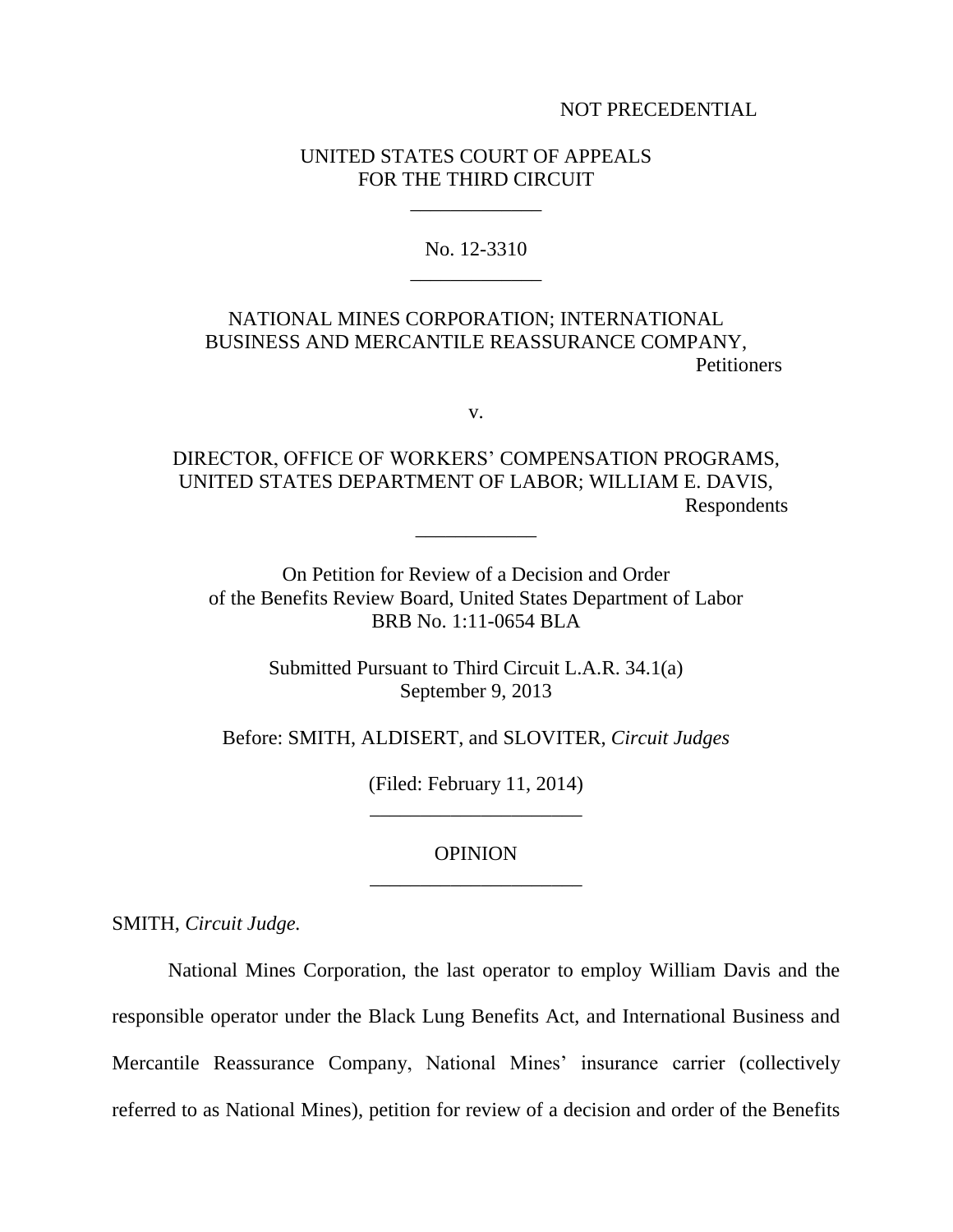NOT PRECEDENTIAL

UNITED STATES COURT OF APPEALS
FOR THE THIRD CIRCUIT

\_\_\_\_\_\_\_\_\_\_\_\_\_

No. 12-3310

\_\_\_\_\_\_\_\_\_\_\_\_\_

NATIONAL MINES CORPORATION; INTERNATIONAL BUSINESS AND MERCANTILE REASSURANCE COMPANY,
Petitioners

v.

DIRECTOR, OFFICE OF WORKERS' COMPENSATION PROGRAMS, UNITED STATES DEPARTMENT OF LABOR; WILLIAM E. DAVIS,
Respondents

\_\_\_\_\_\_\_\_\_\_\_\_

On Petition for Review of a Decision and Order
of the Benefits Review Board, United States Department of Labor
BRB No. 1:11-0654 BLA

Submitted Pursuant to Third Circuit L.A.R. 34.1(a)
September 9, 2013

Before: SMITH, ALDISERT, and SLOVITER, *Circuit Judges*

(Filed: February 11, 2014)

\_\_\_\_\_\_\_\_\_\_\_\_\_\_\_\_\_\_\_\_\_

OPINION

\_\_\_\_\_\_\_\_\_\_\_\_\_\_\_\_\_\_\_\_\_

SMITH, *Circuit Judge.*

National Mines Corporation, the last operator to employ William Davis and the responsible operator under the Black Lung Benefits Act, and International Business and Mercantile Reassurance Company, National Mines' insurance carrier (collectively referred to as National Mines), petition for review of a decision and order of the Benefits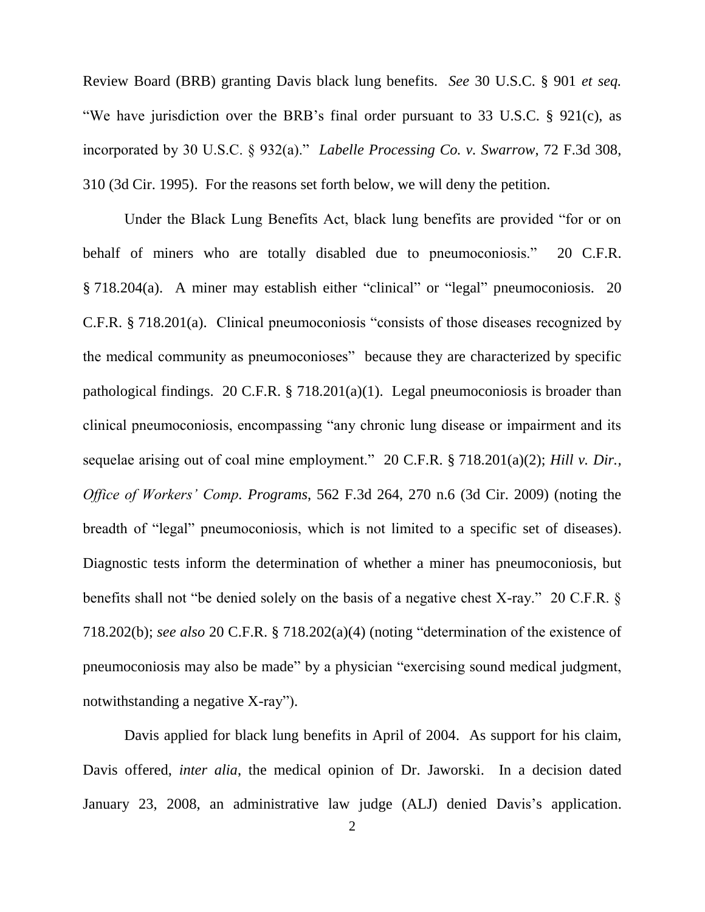Review Board (BRB) granting Davis black lung benefits. *See* 30 U.S.C. § 901 *et seq.* "We have jurisdiction over the BRB's final order pursuant to 33 U.S.C. § 921(c), as incorporated by 30 U.S.C. § 932(a)." *Labelle Processing Co. v. Swarrow*, 72 F.3d 308, 310 (3d Cir. 1995). For the reasons set forth below, we will deny the petition.

Under the Black Lung Benefits Act, black lung benefits are provided "for or on behalf of miners who are totally disabled due to pneumoconiosis." 20 C.F.R. § 718.204(a). A miner may establish either "clinical" or "legal" pneumoconiosis. 20 C.F.R. § 718.201(a). Clinical pneumoconiosis "consists of those diseases recognized by the medical community as pneumoconioses" because they are characterized by specific pathological findings. 20 C.F.R. § 718.201(a)(1). Legal pneumoconiosis is broader than clinical pneumoconiosis, encompassing "any chronic lung disease or impairment and its sequelae arising out of coal mine employment." 20 C.F.R. § 718.201(a)(2); *Hill v. Dir., Office of Workers' Comp. Programs*, 562 F.3d 264, 270 n.6 (3d Cir. 2009) (noting the breadth of "legal" pneumoconiosis, which is not limited to a specific set of diseases). Diagnostic tests inform the determination of whether a miner has pneumoconiosis, but benefits shall not "be denied solely on the basis of a negative chest X-ray." 20 C.F.R. § 718.202(b); *see also* 20 C.F.R. § 718.202(a)(4) (noting "determination of the existence of pneumoconiosis may also be made" by a physician "exercising sound medical judgment, notwithstanding a negative X-ray").

Davis applied for black lung benefits in April of 2004. As support for his claim, Davis offered, *inter alia*, the medical opinion of Dr. Jaworski. In a decision dated January 23, 2008, an administrative law judge (ALJ) denied Davis's application.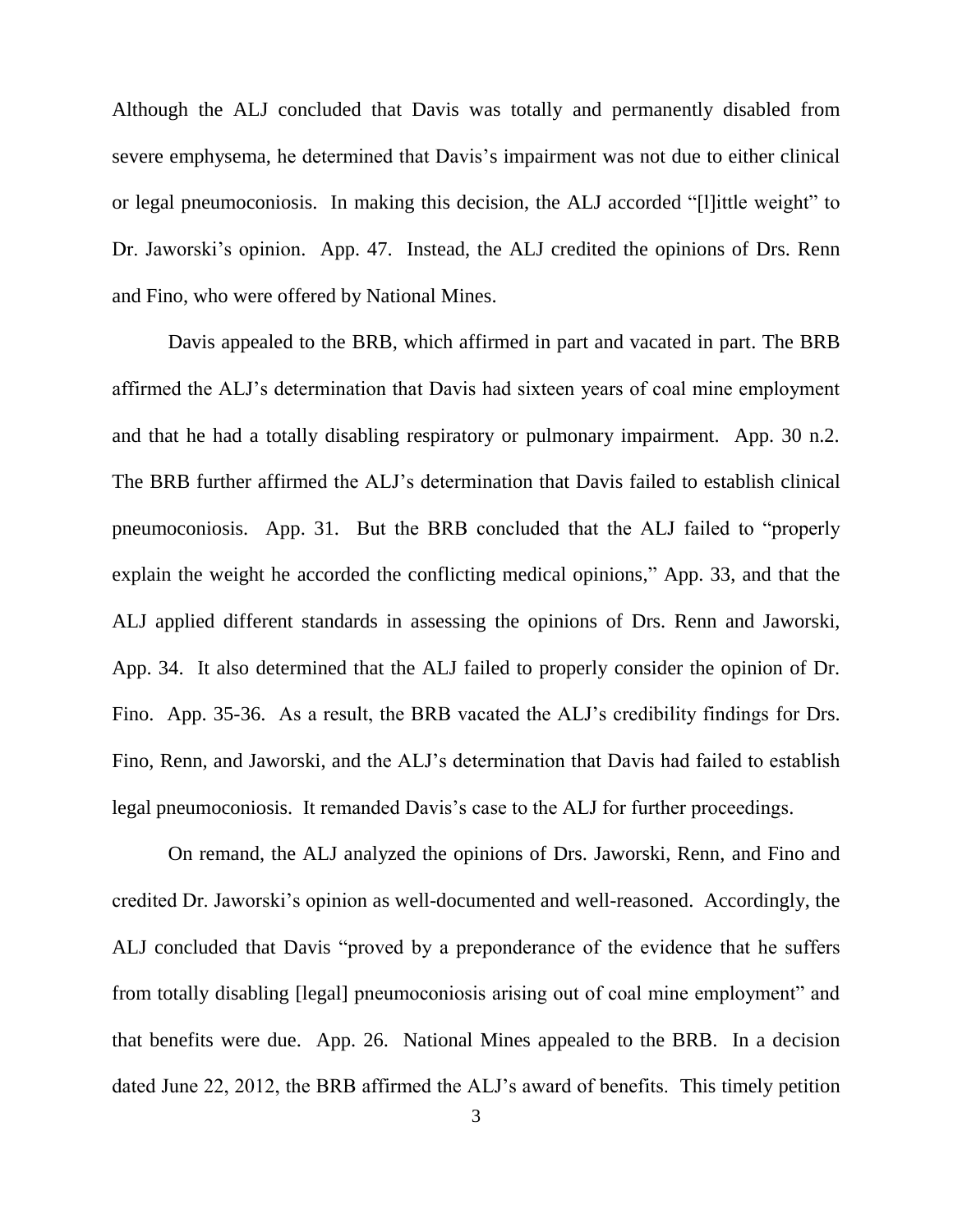Although the ALJ concluded that Davis was totally and permanently disabled from severe emphysema, he determined that Davis's impairment was not due to either clinical or legal pneumoconiosis. In making this decision, the ALJ accorded "[l]ittle weight" to Dr. Jaworski's opinion. App. 47. Instead, the ALJ credited the opinions of Drs. Renn and Fino, who were offered by National Mines.

Davis appealed to the BRB, which affirmed in part and vacated in part. The BRB affirmed the ALJ's determination that Davis had sixteen years of coal mine employment and that he had a totally disabling respiratory or pulmonary impairment. App. 30 n.2. The BRB further affirmed the ALJ's determination that Davis failed to establish clinical pneumoconiosis. App. 31. But the BRB concluded that the ALJ failed to "properly explain the weight he accorded the conflicting medical opinions," App. 33, and that the ALJ applied different standards in assessing the opinions of Drs. Renn and Jaworski, App. 34. It also determined that the ALJ failed to properly consider the opinion of Dr. Fino. App. 35-36. As a result, the BRB vacated the ALJ's credibility findings for Drs. Fino, Renn, and Jaworski, and the ALJ's determination that Davis had failed to establish legal pneumoconiosis. It remanded Davis's case to the ALJ for further proceedings.

On remand, the ALJ analyzed the opinions of Drs. Jaworski, Renn, and Fino and credited Dr. Jaworski's opinion as well-documented and well-reasoned. Accordingly, the ALJ concluded that Davis "proved by a preponderance of the evidence that he suffers from totally disabling [legal] pneumoconiosis arising out of coal mine employment" and that benefits were due. App. 26. National Mines appealed to the BRB. In a decision dated June 22, 2012, the BRB affirmed the ALJ's award of benefits. This timely petition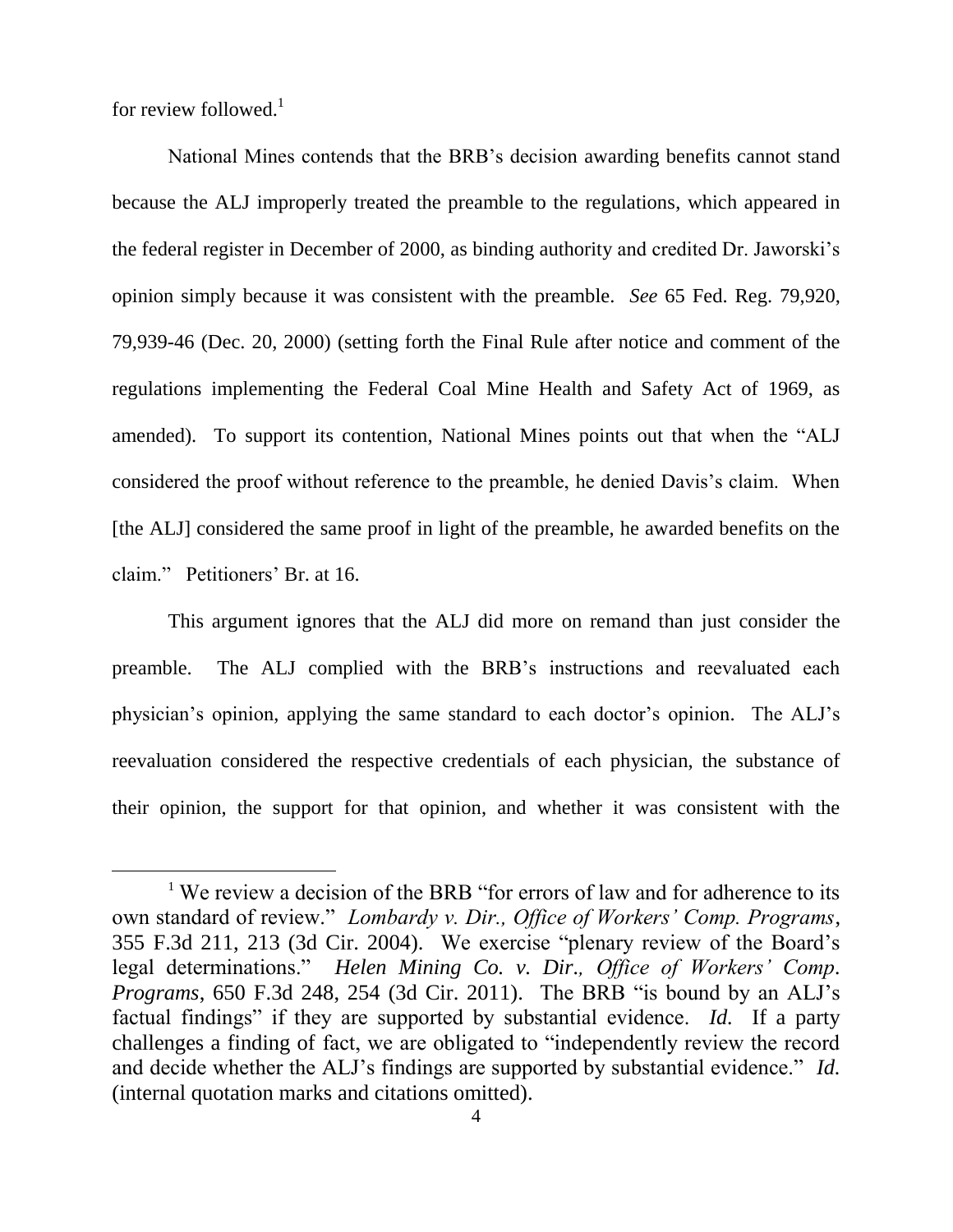for review followed.[1]

National Mines contends that the BRB's decision awarding benefits cannot stand because the ALJ improperly treated the preamble to the regulations, which appeared in the federal register in December of 2000, as binding authority and credited Dr. Jaworski's opinion simply because it was consistent with the preamble. *See* 65 Fed. Reg. 79,920, 79,939-46 (Dec. 20, 2000) (setting forth the Final Rule after notice and comment of the regulations implementing the Federal Coal Mine Health and Safety Act of 1969, as amended). To support its contention, National Mines points out that when the "ALJ considered the proof without reference to the preamble, he denied Davis's claim. When [the ALJ] considered the same proof in light of the preamble, he awarded benefits on the claim." Petitioners' Br. at 16.

This argument ignores that the ALJ did more on remand than just consider the preamble. The ALJ complied with the BRB's instructions and reevaluated each physician's opinion, applying the same standard to each doctor's opinion. The ALJ's reevaluation considered the respective credentials of each physician, the substance of their opinion, the support for that opinion, and whether it was consistent with the

---

[1] We review a decision of the BRB "for errors of law and for adherence to its own standard of review." *Lombardy v. Dir., Office of Workers' Comp. Programs*, 355 F.3d 211, 213 (3d Cir. 2004). We exercise "plenary review of the Board's legal determinations." *Helen Mining Co. v. Dir., Office of Workers' Comp. Programs*, 650 F.3d 248, 254 (3d Cir. 2011). The BRB "is bound by an ALJ's factual findings" if they are supported by substantial evidence. *Id.* If a party challenges a finding of fact, we are obligated to "independently review the record and decide whether the ALJ's findings are supported by substantial evidence." *Id.* (internal quotation marks and citations omitted).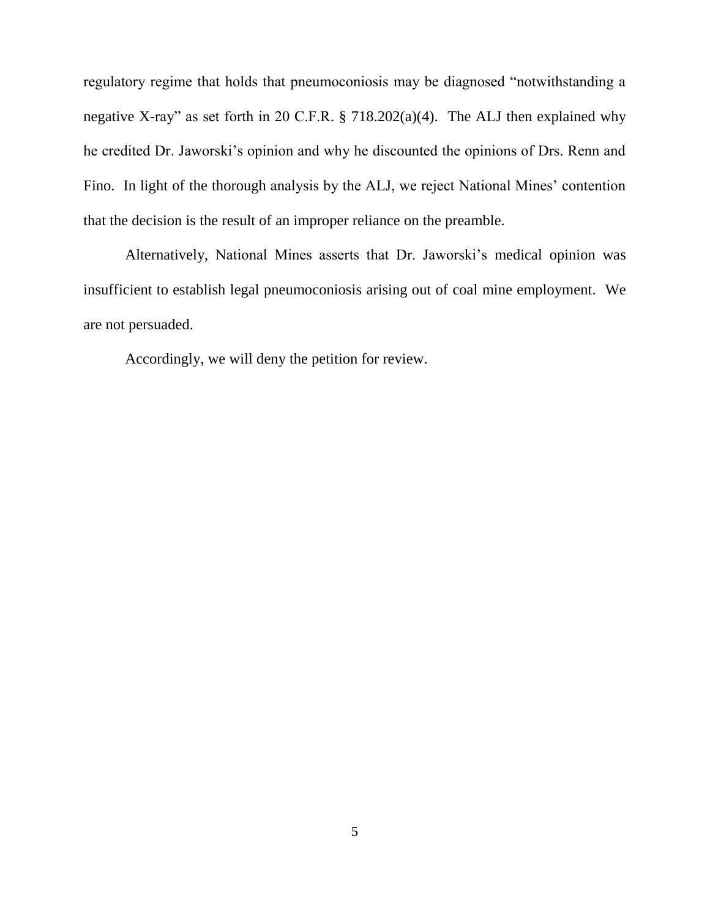regulatory regime that holds that pneumoconiosis may be diagnosed "notwithstanding a negative X-ray" as set forth in 20 C.F.R. § 718.202(a)(4). The ALJ then explained why he credited Dr. Jaworski's opinion and why he discounted the opinions of Drs. Renn and Fino. In light of the thorough analysis by the ALJ, we reject National Mines' contention that the decision is the result of an improper reliance on the preamble.

Alternatively, National Mines asserts that Dr. Jaworski's medical opinion was insufficient to establish legal pneumoconiosis arising out of coal mine employment. We are not persuaded.

Accordingly, we will deny the petition for review.